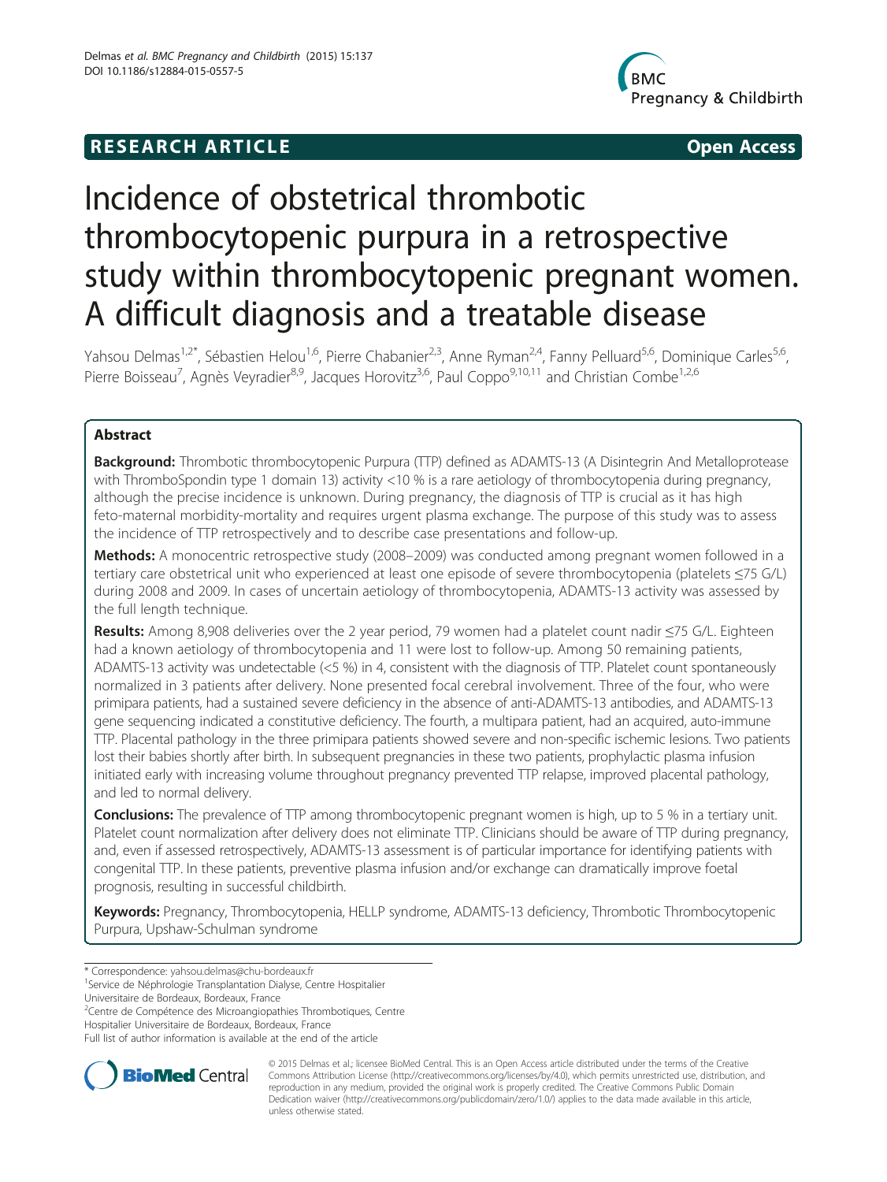RESEARCH ARTICLE Open Access

# Incidence of obstetrical thrombotic thrombocytopenic purpura in a retrospective study within thrombocytopenic pregnant women. A difficult diagnosis and a treatable disease

Yahsou Delmas[1,2*], Sébastien Helou[1,6], Pierre Chabanier[2,3], Anne Ryman[2,4], Fanny Pelluard[5,6], Dominique Carles[5,6], Pierre Boisseau[7], Agnès Veyradier[8,9], Jacques Horovitz[3,6], Paul Coppo[9,10,11] and Christian Combe[1,2,6]

## Abstract

**Background:** Thrombotic thrombocytopenic Purpura (TTP) defined as ADAMTS-13 (A Disintegrin And Metalloprotease with ThromboSpondin type 1 domain 13) activity <10 % is a rare aetiology of thrombocytopenia during pregnancy, although the precise incidence is unknown. During pregnancy, the diagnosis of TTP is crucial as it has high feto-maternal morbidity-mortality and requires urgent plasma exchange. The purpose of this study was to assess the incidence of TTP retrospectively and to describe case presentations and follow-up.

**Methods:** A monocentric retrospective study (2008–2009) was conducted among pregnant women followed in a tertiary care obstetrical unit who experienced at least one episode of severe thrombocytopenia (platelets ≤75 G/L) during 2008 and 2009. In cases of uncertain aetiology of thrombocytopenia, ADAMTS-13 activity was assessed by the full length technique.

**Results:** Among 8,908 deliveries over the 2 year period, 79 women had a platelet count nadir ≤75 G/L. Eighteen had a known aetiology of thrombocytopenia and 11 were lost to follow-up. Among 50 remaining patients, ADAMTS-13 activity was undetectable (<5 %) in 4, consistent with the diagnosis of TTP. Platelet count spontaneously normalized in 3 patients after delivery. None presented focal cerebral involvement. Three of the four, who were primipara patients, had a sustained severe deficiency in the absence of anti-ADAMTS-13 antibodies, and ADAMTS-13 gene sequencing indicated a constitutive deficiency. The fourth, a multipara patient, had an acquired, auto-immune TTP. Placental pathology in the three primipara patients showed severe and non-specific ischemic lesions. Two patients lost their babies shortly after birth. In subsequent pregnancies in these two patients, prophylactic plasma infusion initiated early with increasing volume throughout pregnancy prevented TTP relapse, improved placental pathology, and led to normal delivery.

**Conclusions:** The prevalence of TTP among thrombocytopenic pregnant women is high, up to 5 % in a tertiary unit. Platelet count normalization after delivery does not eliminate TTP. Clinicians should be aware of TTP during pregnancy, and, even if assessed retrospectively, ADAMTS-13 assessment is of particular importance for identifying patients with congenital TTP. In these patients, preventive plasma infusion and/or exchange can dramatically improve foetal prognosis, resulting in successful childbirth.

**Keywords:** Pregnancy, Thrombocytopenia, HELLP syndrome, ADAMTS-13 deficiency, Thrombotic Thrombocytopenic Purpura, Upshaw-Schulman syndrome

\* Correspondence: yahsou.delmas@chu-bordeaux.fr
[1]Service de Néphrologie Transplantation Dialyse, Centre Hospitalier Universitaire de Bordeaux, Bordeaux, France
[2]Centre de Compétence des Microangiopathies Thrombotiques, Centre Hospitalier Universitaire de Bordeaux, Bordeaux, France
Full list of author information is available at the end of the article

© 2015 Delmas et al.; licensee BioMed Central. This is an Open Access article distributed under the terms of the Creative Commons Attribution License (http://creativecommons.org/licenses/by/4.0), which permits unrestricted use, distribution, and reproduction in any medium, provided the original work is properly credited. The Creative Commons Public Domain Dedication waiver (http://creativecommons.org/publicdomain/zero/1.0/) applies to the data made available in this article, unless otherwise stated.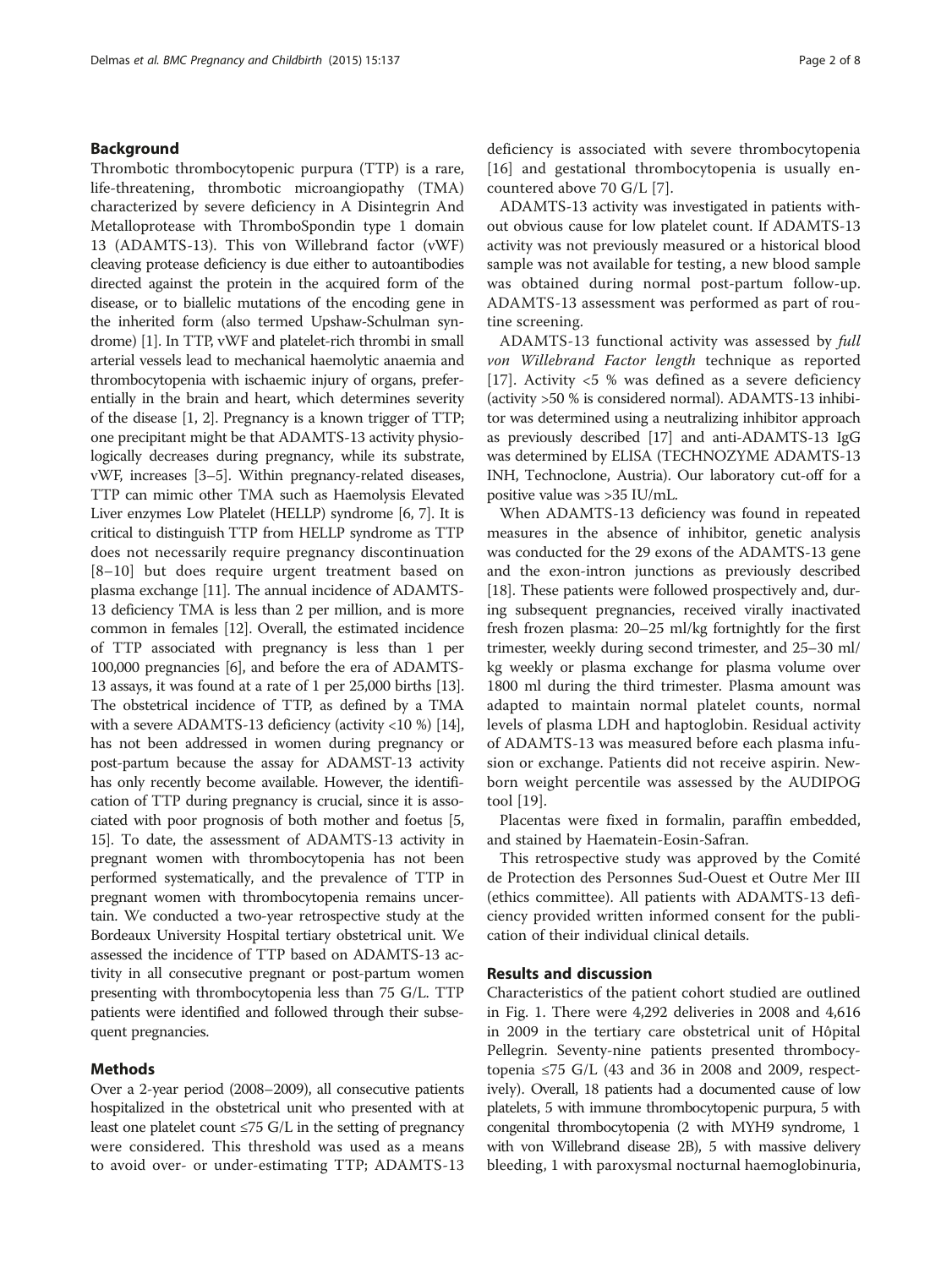## Background

Thrombotic thrombocytopenic purpura (TTP) is a rare, life-threatening, thrombotic microangiopathy (TMA) characterized by severe deficiency in A Disintegrin And Metalloprotease with ThromboSpondin type 1 domain 13 (ADAMTS-13). This von Willebrand factor (vWF) cleaving protease deficiency is due either to autoantibodies directed against the protein in the acquired form of the disease, or to biallelic mutations of the encoding gene in the inherited form (also termed Upshaw-Schulman syndrome) [1]. In TTP, vWF and platelet-rich thrombi in small arterial vessels lead to mechanical haemolytic anaemia and thrombocytopenia with ischaemic injury of organs, preferentially in the brain and heart, which determines severity of the disease [1, 2]. Pregnancy is a known trigger of TTP; one precipitant might be that ADAMTS-13 activity physiologically decreases during pregnancy, while its substrate, vWF, increases [3–5]. Within pregnancy-related diseases, TTP can mimic other TMA such as Haemolysis Elevated Liver enzymes Low Platelet (HELLP) syndrome [6, 7]. It is critical to distinguish TTP from HELLP syndrome as TTP does not necessarily require pregnancy discontinuation [8–10] but does require urgent treatment based on plasma exchange [11]. The annual incidence of ADAMTS-13 deficiency TMA is less than 2 per million, and is more common in females [12]. Overall, the estimated incidence of TTP associated with pregnancy is less than 1 per 100,000 pregnancies [6], and before the era of ADAMTS-13 assays, it was found at a rate of 1 per 25,000 births [13]. The obstetrical incidence of TTP, as defined by a TMA with a severe ADAMTS-13 deficiency (activity <10 %) [14], has not been addressed in women during pregnancy or post-partum because the assay for ADAMST-13 activity has only recently become available. However, the identification of TTP during pregnancy is crucial, since it is associated with poor prognosis of both mother and foetus [5, 15]. To date, the assessment of ADAMTS-13 activity in pregnant women with thrombocytopenia has not been performed systematically, and the prevalence of TTP in pregnant women with thrombocytopenia remains uncertain. We conducted a two-year retrospective study at the Bordeaux University Hospital tertiary obstetrical unit. We assessed the incidence of TTP based on ADAMTS-13 activity in all consecutive pregnant or post-partum women presenting with thrombocytopenia less than 75 G/L. TTP patients were identified and followed through their subsequent pregnancies.

## Methods

Over a 2-year period (2008–2009), all consecutive patients hospitalized in the obstetrical unit who presented with at least one platelet count ≤75 G/L in the setting of pregnancy were considered. This threshold was used as a means to avoid over- or under-estimating TTP; ADAMTS-13 deficiency is associated with severe thrombocytopenia [16] and gestational thrombocytopenia is usually encountered above 70 G/L [7].

ADAMTS-13 activity was investigated in patients without obvious cause for low platelet count. If ADAMTS-13 activity was not previously measured or a historical blood sample was not available for testing, a new blood sample was obtained during normal post-partum follow-up. ADAMTS-13 assessment was performed as part of routine screening.

ADAMTS-13 functional activity was assessed by *full von Willebrand Factor length* technique as reported [17]. Activity <5 % was defined as a severe deficiency (activity >50 % is considered normal). ADAMTS-13 inhibitor was determined using a neutralizing inhibitor approach as previously described [17] and anti-ADAMTS-13 IgG was determined by ELISA (TECHNOZYME ADAMTS-13 INH, Technoclone, Austria). Our laboratory cut-off for a positive value was >35 IU/mL.

When ADAMTS-13 deficiency was found in repeated measures in the absence of inhibitor, genetic analysis was conducted for the 29 exons of the ADAMTS-13 gene and the exon-intron junctions as previously described [18]. These patients were followed prospectively and, during subsequent pregnancies, received virally inactivated fresh frozen plasma: 20–25 ml/kg fortnightly for the first trimester, weekly during second trimester, and 25–30 ml/kg weekly or plasma exchange for plasma volume over 1800 ml during the third trimester. Plasma amount was adapted to maintain normal platelet counts, normal levels of plasma LDH and haptoglobin. Residual activity of ADAMTS-13 was measured before each plasma infusion or exchange. Patients did not receive aspirin. Newborn weight percentile was assessed by the AUDIPOG tool [19].

Placentas were fixed in formalin, paraffin embedded, and stained by Haematein-Eosin-Safran.

This retrospective study was approved by the Comité de Protection des Personnes Sud-Ouest et Outre Mer III (ethics committee). All patients with ADAMTS-13 deficiency provided written informed consent for the publication of their individual clinical details.

## Results and discussion

Characteristics of the patient cohort studied are outlined in Fig. 1. There were 4,292 deliveries in 2008 and 4,616 in 2009 in the tertiary care obstetrical unit of Hôpital Pellegrin. Seventy-nine patients presented thrombocytopenia ≤75 G/L (43 and 36 in 2008 and 2009, respectively). Overall, 18 patients had a documented cause of low platelets, 5 with immune thrombocytopenic purpura, 5 with congenital thrombocytopenia (2 with MYH9 syndrome, 1 with von Willebrand disease 2B), 5 with massive delivery bleeding, 1 with paroxysmal nocturnal haemoglobinuria,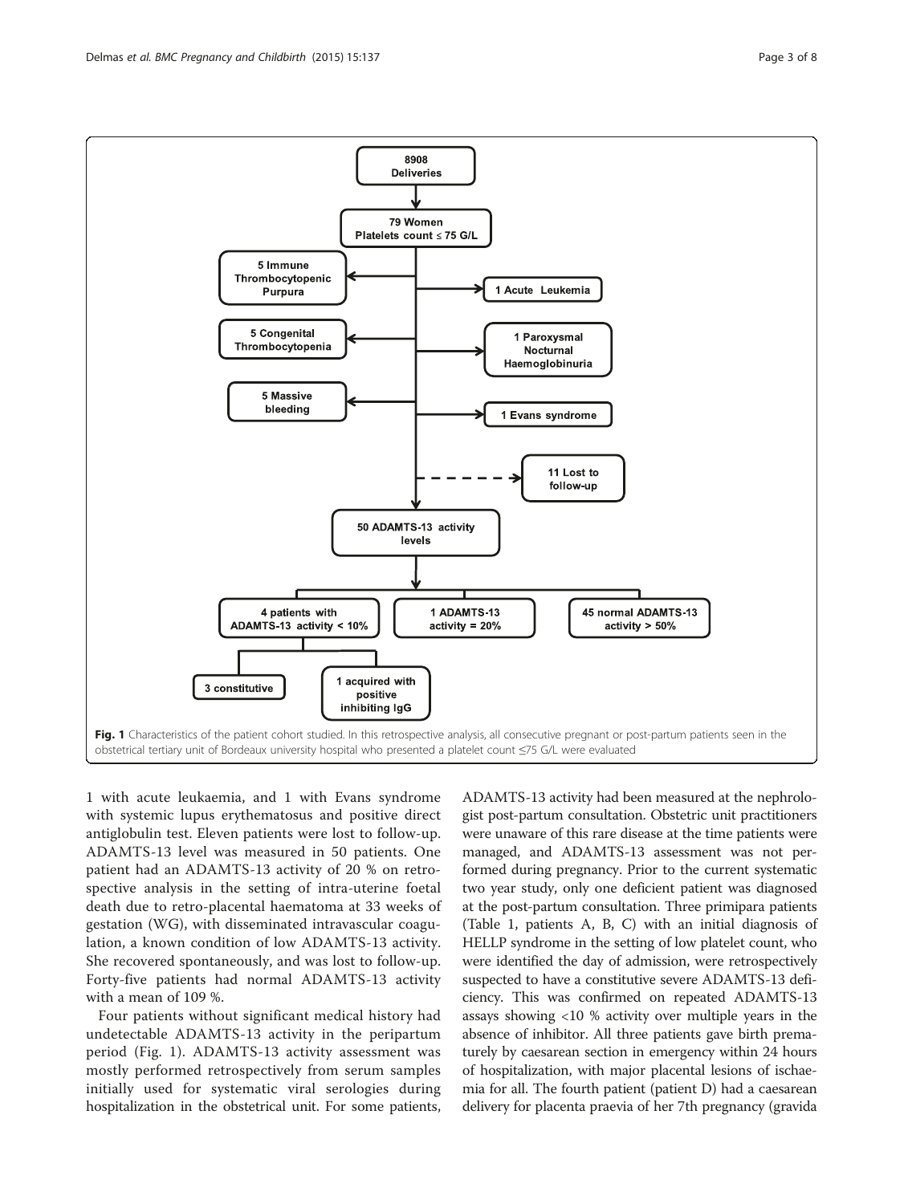Fig. 1 Characteristics of the patient cohort studied. In this retrospective analysis, all consecutive pregnant or post-partum patients seen in the obstetrical tertiary unit of Bordeaux university hospital who presented a platelet count ≤75 G/L were evaluated

1 with acute leukaemia, and 1 with Evans syndrome with systemic lupus erythematosus and positive direct antiglobulin test. Eleven patients were lost to follow-up. ADAMTS-13 level was measured in 50 patients. One patient had an ADAMTS-13 activity of 20 % on retrospective analysis in the setting of intra-uterine foetal death due to retro-placental haematoma at 33 weeks of gestation (WG), with disseminated intravascular coagulation, a known condition of low ADAMTS-13 activity. She recovered spontaneously, and was lost to follow-up. Forty-five patients had normal ADAMTS-13 activity with a mean of 109 %.

Four patients without significant medical history had undetectable ADAMTS-13 activity in the peripartum period (Fig. 1). ADAMTS-13 activity assessment was mostly performed retrospectively from serum samples initially used for systematic viral serologies during hospitalization in the obstetrical unit. For some patients, ADAMTS-13 activity had been measured at the nephrologist post-partum consultation. Obstetric unit practitioners were unaware of this rare disease at the time patients were managed, and ADAMTS-13 assessment was not performed during pregnancy. Prior to the current systematic two year study, only one deficient patient was diagnosed at the post-partum consultation. Three primipara patients (Table 1, patients A, B, C) with an initial diagnosis of HELLP syndrome in the setting of low platelet count, who were identified the day of admission, were retrospectively suspected to have a constitutive severe ADAMTS-13 deficiency. This was confirmed on repeated ADAMTS-13 assays showing <10 % activity over multiple years in the absence of inhibitor. All three patients gave birth prematurely by caesarean section in emergency within 24 hours of hospitalization, with major placental lesions of ischaemia for all. The fourth patient (patient D) had a caesarean delivery for placenta praevia of her 7th pregnancy (gravida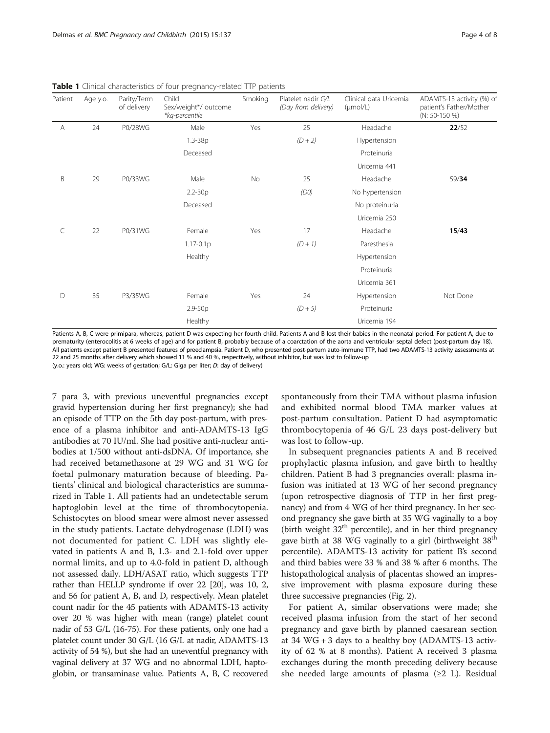**Table 1** Clinical characteristics of four pregnancy-related TTP patients

| Patient | Age y.o. | Parity/Term of delivery | Child Sex/weight*/ outcome *kg-percentile | Smoking | Platelet nadir G/L (Day from delivery) | Clinical data Uricemia (μmol/L) | ADAMTS-13 activity (%) of patient's Father/Mother (N: 50-150 %) |
|---|---|---|---|---|---|---|---|
| A | 24 | P0/28WG | Male | Yes | 25 | Headache | **22**/52 |
| | | | 1.3-38p | | *(D + 2)* | Hypertension | |
| | | | Deceased | | | Proteinuria | |
| | | | | | | Uricemia 441 | |
| B | 29 | P0/33WG | Male | No | 25 | Headache | 59/**34** |
| | | | 2.2-30p | | *(D0)* | No hypertension | |
| | | | Deceased | | | No proteinuria | |
| | | | | | | Uricemia 250 | |
| C | 22 | P0/31WG | Female | Yes | 17 | Headache | **15/43** |
| | | | 1.17-0.1p | | *(D + 1)* | Paresthesia | |
| | | | Healthy | | | Hypertension | |
| | | | | | | Proteinuria | |
| | | | | | | Uricemia 361 | |
| D | 35 | P3/35WG | Female | Yes | 24 | Hypertension | Not Done |
| | | | 2.9-50p | | *(D + 5)* | Proteinuria | |
| | | | Healthy | | | Uricemia 194 | |

Patients A, B, C were primipara, whereas, patient D was expecting her fourth child. Patients A and B lost their babies in the neonatal period. For patient A, due to prematurity (enterocolitis at 6 weeks of age) and for patient B, probably because of a coarctation of the aorta and ventricular septal defect (post-partum day 18). All patients except patient B presented features of preeclampsia. Patient D, who presented post-partum auto-immune TTP, had two ADAMTS-13 activity assessments at 22 and 25 months after delivery which showed 11 % and 40 %, respectively, without inhibitor, but was lost to follow-up

(y.o.: years old; WG: weeks of gestation; G/L: Giga per liter; *D*: day of delivery)

7 para 3, with previous uneventful pregnancies except gravid hypertension during her first pregnancy); she had an episode of TTP on the 5th day post-partum, with presence of a plasma inhibitor and anti-ADAMTS-13 IgG antibodies at 70 IU/ml. She had positive anti-nuclear antibodies at 1/500 without anti-dsDNA. Of importance, she had received betamethasone at 29 WG and 31 WG for foetal pulmonary maturation because of bleeding. Patients' clinical and biological characteristics are summarized in Table 1. All patients had an undetectable serum haptoglobin level at the time of thrombocytopenia. Schistocytes on blood smear were almost never assessed in the study patients. Lactate dehydrogenase (LDH) was not documented for patient C. LDH was slightly elevated in patients A and B, 1.3- and 2.1-fold over upper normal limits, and up to 4.0-fold in patient D, although not assessed daily. LDH/ASAT ratio, which suggests TTP rather than HELLP syndrome if over 22 [20], was 10, 2, and 56 for patient A, B, and D, respectively. Mean platelet count nadir for the 45 patients with ADAMTS-13 activity over 20 % was higher with mean (range) platelet count nadir of 53 G/L (16-75). For these patients, only one had a platelet count under 30 G/L (16 G/L at nadir, ADAMTS-13 activity of 54 %), but she had an uneventful pregnancy with vaginal delivery at 37 WG and no abnormal LDH, haptoglobin, or transaminase value. Patients A, B, C recovered spontaneously from their TMA without plasma infusion and exhibited normal blood TMA marker values at post-partum consultation. Patient D had asymptomatic thrombocytopenia of 46 G/L 23 days post-delivery but was lost to follow-up.

In subsequent pregnancies patients A and B received prophylactic plasma infusion, and gave birth to healthy children. Patient B had 3 pregnancies overall: plasma infusion was initiated at 13 WG of her second pregnancy (upon retrospective diagnosis of TTP in her first pregnancy) and from 4 WG of her third pregnancy. In her second pregnancy she gave birth at 35 WG vaginally to a boy (birth weight 32[th] percentile), and in her third pregnancy gave birth at 38 WG vaginally to a girl (birthweight 38[th] percentile). ADAMTS-13 activity for patient B's second and third babies were 33 % and 38 % after 6 months. The histopathological analysis of placentas showed an impressive improvement with plasma exposure during these three successive pregnancies (Fig. 2).

For patient A, similar observations were made; she received plasma infusion from the start of her second pregnancy and gave birth by planned caesarean section at 34 WG + 3 days to a healthy boy (ADAMTS-13 activity of 62 % at 8 months). Patient A received 3 plasma exchanges during the month preceding delivery because she needed large amounts of plasma (≥2 L). Residual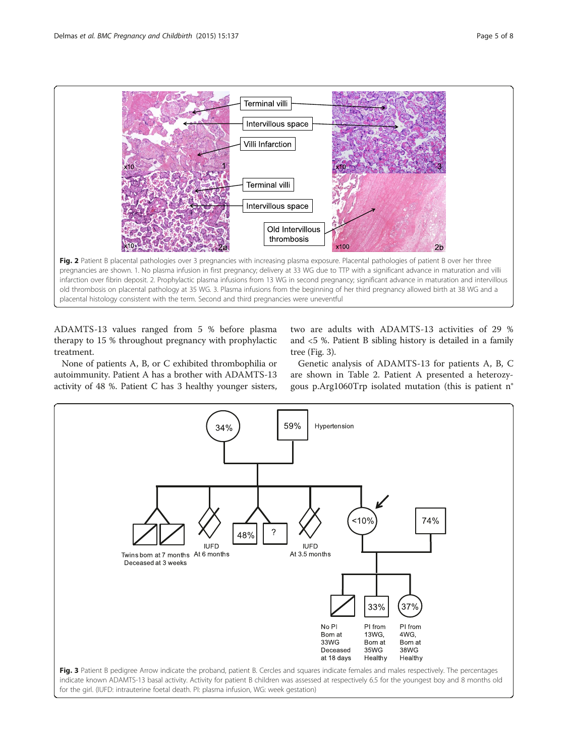Fig. 2 Patient B placental pathologies over 3 pregnancies with increasing plasma exposure. Placental pathologies of patient B over her three pregnancies are shown. 1. No plasma infusion in first pregnancy; delivery at 33 WG due to TTP with a significant advance in maturation and villi infarction over fibrin deposit. 2. Prophylactic plasma infusions from 13 WG in second pregnancy; significant advance in maturation and intervillous old thrombosis on placental pathology at 35 WG. 3. Plasma infusions from the beginning of her third pregnancy allowed birth at 38 WG and a placental histology consistent with the term. Second and third pregnancies were uneventful

ADAMTS-13 values ranged from 5 % before plasma therapy to 15 % throughout pregnancy with prophylactic treatment.

None of patients A, B, or C exhibited thrombophilia or autoimmunity. Patient A has a brother with ADAMTS-13 activity of 48 %. Patient C has 3 healthy younger sisters, two are adults with ADAMTS-13 activities of 29 % and <5 %. Patient B sibling history is detailed in a family tree (Fig. 3).

Genetic analysis of ADAMTS-13 for patients A, B, C are shown in Table 2. Patient A presented a heterozygous p.Arg1060Trp isolated mutation (this is patient n°

Fig. 3 Patient B pedigree Arrow indicate the proband, patient B. Cercles and squares indicate females and males respectively. The percentages indicate known ADAMTS-13 basal activity. Activity for patient B children was assessed at respectively 6.5 for the youngest boy and 8 months old for the girl. (IUFD: intrauterine foetal death. PI: plasma infusion, WG: week gestation)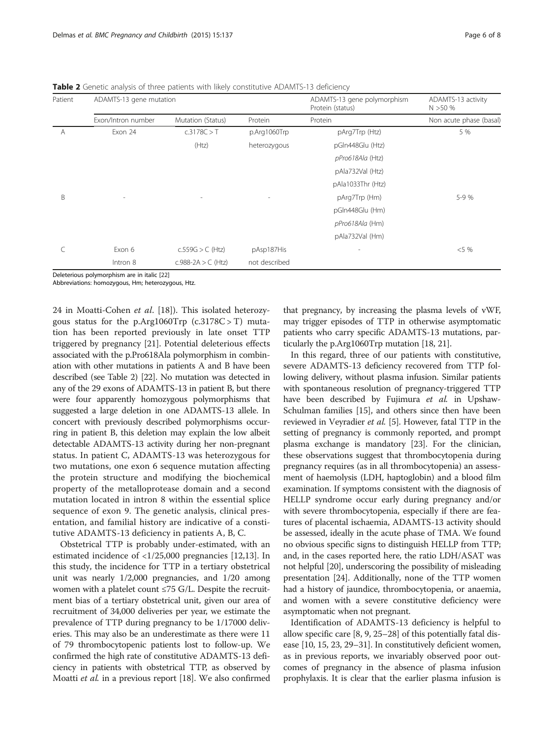**Table 2** Genetic analysis of three patients with likely constitutive ADAMTS-13 deficiency

| Patient | ADAMTS-13 gene mutation | | | ADAMTS-13 gene polymorphism Protein (status) | ADAMTS-13 activity N >50 % |
|---|---|---|---|---|---|
| | Exon/Intron number | Mutation (Status) | Protein | Protein | Non acute phase (basal) |
| A | Exon 24 | c.3178C > T | p.Arg1060Trp | pArg7Trp (Htz) | 5 % |
| | | (Htz) | heterozygous | pGln448Glu (Htz) | |
| | | | | *pPro618Ala* (Htz) | |
| | | | | pAla732Val (Htz) | |
| | | | | pAla1033Thr (Htz) | |
| B | - | - | - | pArg7Trp (Hm) | 5-9 % |
| | | | | pGln448Glu (Hm) | |
| | | | | *pPro618Ala* (Hm) | |
| | | | | pAla732Val (Hm) | |
| C | Exon 6 | c.559G > C (Htz) | pAsp187His | - | <5 % |
| | Intron 8 | c.988-2A > C (Htz) | not described | | |

Deleterious polymorphism are in italic [22]
Abbreviations: homozygous, Hm; heterozygous, Htz.

24 in Moatti-Cohen *et al*. [18]). This isolated heterozygous status for the p.Arg1060Trp (c.3178C > T) mutation has been reported previously in late onset TTP triggered by pregnancy [21]. Potential deleterious effects associated with the p.Pro618Ala polymorphism in combination with other mutations in patients A and B have been described (see Table 2) [22]. No mutation was detected in any of the 29 exons of ADAMTS-13 in patient B, but there were four apparently homozygous polymorphisms that suggested a large deletion in one ADAMTS-13 allele. In concert with previously described polymorphisms occurring in patient B, this deletion may explain the low albeit detectable ADAMTS-13 activity during her non-pregnant status. In patient C, ADAMTS-13 was heterozygous for two mutations, one exon 6 sequence mutation affecting the protein structure and modifying the biochemical property of the metalloprotease domain and a second mutation located in intron 8 within the essential splice sequence of exon 9. The genetic analysis, clinical presentation, and familial history are indicative of a constitutive ADAMTS-13 deficiency in patients A, B, C.

Obstetrical TTP is probably under-estimated, with an estimated incidence of <1/25,000 pregnancies [12,13]. In this study, the incidence for TTP in a tertiary obstetrical unit was nearly 1/2,000 pregnancies, and 1/20 among women with a platelet count ≤75 G/L. Despite the recruitment bias of a tertiary obstetrical unit, given our area of recruitment of 34,000 deliveries per year, we estimate the prevalence of TTP during pregnancy to be 1/17000 deliveries. This may also be an underestimate as there were 11 of 79 thrombocytopenic patients lost to follow-up. We confirmed the high rate of constitutive ADAMTS-13 deficiency in patients with obstetrical TTP, as observed by Moatti *et al.* in a previous report [18]. We also confirmed that pregnancy, by increasing the plasma levels of vWF, may trigger episodes of TTP in otherwise asymptomatic patients who carry specific ADAMTS-13 mutations, particularly the p.Arg1060Trp mutation [18, 21].

In this regard, three of our patients with constitutive, severe ADAMTS-13 deficiency recovered from TTP following delivery, without plasma infusion. Similar patients with spontaneous resolution of pregnancy-triggered TTP have been described by Fujimura *et al.* in Upshaw-Schulman families [15], and others since then have been reviewed in Veyradier *et al.* [5]. However, fatal TTP in the setting of pregnancy is commonly reported, and prompt plasma exchange is mandatory [23]. For the clinician, these observations suggest that thrombocytopenia during pregnancy requires (as in all thrombocytopenia) an assessment of haemolysis (LDH, haptoglobin) and a blood film examination. If symptoms consistent with the diagnosis of HELLP syndrome occur early during pregnancy and/or with severe thrombocytopenia, especially if there are features of placental ischaemia, ADAMTS-13 activity should be assessed, ideally in the acute phase of TMA. We found no obvious specific signs to distinguish HELLP from TTP; and, in the cases reported here, the ratio LDH/ASAT was not helpful [20], underscoring the possibility of misleading presentation [24]. Additionally, none of the TTP women had a history of jaundice, thrombocytopenia, or anaemia, and women with a severe constitutive deficiency were asymptomatic when not pregnant.

Identification of ADAMTS-13 deficiency is helpful to allow specific care [8, 9, 25–28] of this potentially fatal disease [10, 15, 23, 29–31]. In constitutively deficient women, as in previous reports, we invariably observed poor outcomes of pregnancy in the absence of plasma infusion prophylaxis. It is clear that the earlier plasma infusion is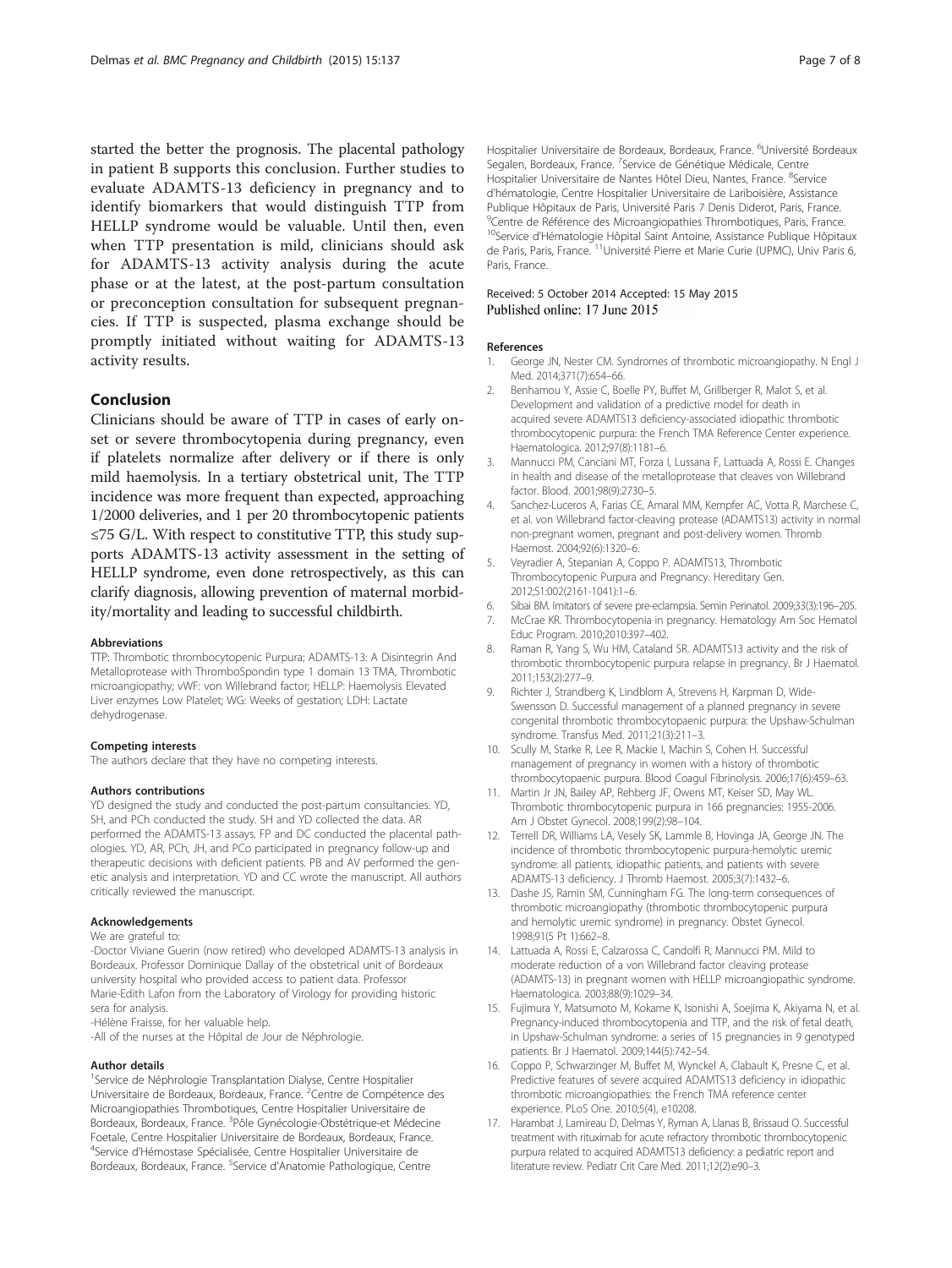started the better the prognosis. The placental pathology in patient B supports this conclusion. Further studies to evaluate ADAMTS-13 deficiency in pregnancy and to identify biomarkers that would distinguish TTP from HELLP syndrome would be valuable. Until then, even when TTP presentation is mild, clinicians should ask for ADAMTS-13 activity analysis during the acute phase or at the latest, at the post-partum consultation or preconception consultation for subsequent pregnancies. If TTP is suspected, plasma exchange should be promptly initiated without waiting for ADAMTS-13 activity results.

## Conclusion

Clinicians should be aware of TTP in cases of early onset or severe thrombocytopenia during pregnancy, even if platelets normalize after delivery or if there is only mild haemolysis. In a tertiary obstetrical unit, The TTP incidence was more frequent than expected, approaching 1/2000 deliveries, and 1 per 20 thrombocytopenic patients ≤75 G/L. With respect to constitutive TTP, this study supports ADAMTS-13 activity assessment in the setting of HELLP syndrome, even done retrospectively, as this can clarify diagnosis, allowing prevention of maternal morbidity/mortality and leading to successful childbirth.

#### Abbreviations

TTP: Thrombotic thrombocytopenic Purpura; ADAMTS-13: A Disintegrin And Metalloprotease with ThromboSpondin type 1 domain 13 TMA, Thrombotic microangiopathy; vWF: von Willebrand factor; HELLP: Haemolysis Elevated Liver enzymes Low Platelet; WG: Weeks of gestation; LDH: Lactate dehydrogenase.

#### Competing interests

The authors declare that they have no competing interests.

#### Authors contributions

YD designed the study and conducted the post-partum consultancies. YD, SH, and PCh conducted the study. SH and YD collected the data. AR performed the ADAMTS-13 assays. FP and DC conducted the placental pathologies. YD, AR, PCh, JH, and PCo participated in pregnancy follow-up and therapeutic decisions with deficient patients. PB and AV performed the genetic analysis and interpretation. YD and CC wrote the manuscript. All authors critically reviewed the manuscript.

#### Acknowledgements

We are grateful to:

-Doctor Viviane Guerin (now retired) who developed ADAMTS-13 analysis in Bordeaux. Professor Dominique Dallay of the obstetrical unit of Bordeaux university hospital who provided access to patient data. Professor Marie-Edith Lafon from the Laboratory of Virology for providing historic sera for analysis.

-Hélène Fraisse, for her valuable help.

-All of the nurses at the Hôpital de Jour de Néphrologie.

#### Author details

[1]Service de Néphrologie Transplantation Dialyse, Centre Hospitalier Universitaire de Bordeaux, Bordeaux, France. [2]Centre de Compétence des Microangiopathies Thrombotiques, Centre Hospitalier Universitaire de Bordeaux, Bordeaux, France. [3]Pôle Gynécologie-Obstétrique-et Médecine Foetale, Centre Hospitalier Universitaire de Bordeaux, Bordeaux, France. [4]Service d'Hémostase Spécialisée, Centre Hospitalier Universitaire de Bordeaux, Bordeaux, France. [5]Service d'Anatomie Pathologique, Centre Hospitalier Universitaire de Bordeaux, Bordeaux, France. [6]Université Bordeaux Segalen, Bordeaux, France. [7]Service de Génétique Médicale, Centre Hospitalier Universitaire de Nantes Hôtel Dieu, Nantes, France. [8]Service d'hématologie, Centre Hospitalier Universitaire de Lariboisière, Assistance Publique Hôpitaux de Paris, Université Paris 7 Denis Diderot, Paris, France. [9]Centre de Référence des Microangiopathies Thrombotiques, Paris, France. [10]Service d'Hématologie Hôpital Saint Antoine, Assistance Publique Hôpitaux de Paris, Paris, France. [11]Université Pierre et Marie Curie (UPMC), Univ Paris 6, Paris, France.

Received: 5 October 2014 Accepted: 15 May 2015
Published online: 17 June 2015

#### References

1. George JN, Nester CM. Syndromes of thrombotic microangiopathy. N Engl J Med. 2014;371(7):654–66.
2. Benhamou Y, Assie C, Boelle PY, Buffet M, Grillberger R, Malot S, et al. Development and validation of a predictive model for death in acquired severe ADAMTS13 deficiency-associated idiopathic thrombotic thrombocytopenic purpura: the French TMA Reference Center experience. Haematologica. 2012;97(8):1181–6.
3. Mannucci PM, Canciani MT, Forza I, Lussana F, Lattuada A, Rossi E. Changes in health and disease of the metalloprotease that cleaves von Willebrand factor. Blood. 2001;98(9):2730–5.
4. Sanchez-Luceros A, Farias CE, Amaral MM, Kempfer AC, Votta R, Marchese C, et al. von Willebrand factor-cleaving protease (ADAMTS13) activity in normal non-pregnant women, pregnant and post-delivery women. Thromb Haemost. 2004;92(6):1320–6.
5. Veyradier A, Stepanian A, Coppo P. ADAMTS13, Thrombotic Thrombocytopenic Purpura and Pregnancy. Hereditary Gen. 2012;S1:002(2161-1041):1–6.
6. Sibai BM. Imitators of severe pre-eclampsia. Semin Perinatol. 2009;33(3):196–205.
7. McCrae KR. Thrombocytopenia in pregnancy. Hematology Am Soc Hematol Educ Program. 2010;2010:397–402.
8. Raman R, Yang S, Wu HM, Cataland SR. ADAMTS13 activity and the risk of thrombotic thrombocytopenic purpura relapse in pregnancy. Br J Haematol. 2011;153(2):277–9.
9. Richter J, Strandberg K, Lindblom A, Strevens H, Karpman D, Wide-Swensson D. Successful management of a planned pregnancy in severe congenital thrombotic thrombocytopaenic purpura: the Upshaw-Schulman syndrome. Transfus Med. 2011;21(3):211–3.
10. Scully M, Starke R, Lee R, Mackie I, Machin S, Cohen H. Successful management of pregnancy in women with a history of thrombotic thrombocytopaenic purpura. Blood Coagul Fibrinolysis. 2006;17(6):459–63.
11. Martin Jr JN, Bailey AP, Rehberg JF, Owens MT, Keiser SD, May WL. Thrombotic thrombocytopenic purpura in 166 pregnancies: 1955-2006. Am J Obstet Gynecol. 2008;199(2):98–104.
12. Terrell DR, Williams LA, Vesely SK, Lammle B, Hovinga JA, George JN. The incidence of thrombotic thrombocytopenic purpura-hemolytic uremic syndrome: all patients, idiopathic patients, and patients with severe ADAMTS-13 deficiency. J Thromb Haemost. 2005;3(7):1432–6.
13. Dashe JS, Ramin SM, Cunningham FG. The long-term consequences of thrombotic microangiopathy (thrombotic thrombocytopenic purpura and hemolytic uremic syndrome) in pregnancy. Obstet Gynecol. 1998;91(5 Pt 1):662–8.
14. Lattuada A, Rossi E, Calzarossa C, Candolfi R, Mannucci PM. Mild to moderate reduction of a von Willebrand factor cleaving protease (ADAMTS-13) in pregnant women with HELLP microangiopathic syndrome. Haematologica. 2003;88(9):1029–34.
15. Fujimura Y, Matsumoto M, Kokame K, Isonishi A, Soejima K, Akiyama N, et al. Pregnancy-induced thrombocytopenia and TTP, and the risk of fetal death, in Upshaw-Schulman syndrome: a series of 15 pregnancies in 9 genotyped patients. Br J Haematol. 2009;144(5):742–54.
16. Coppo P, Schwarzinger M, Buffet M, Wynckel A, Clabault K, Presne C, et al. Predictive features of severe acquired ADAMTS13 deficiency in idiopathic thrombotic microangiopathies: the French TMA reference center experience. PLoS One. 2010;5(4), e10208.
17. Harambat J, Lamireau D, Delmas Y, Ryman A, Llanas B, Brissaud O. Successful treatment with rituximab for acute refractory thrombotic thrombocytopenic purpura related to acquired ADAMTS13 deficiency: a pediatric report and literature review. Pediatr Crit Care Med. 2011;12(2):e90–3.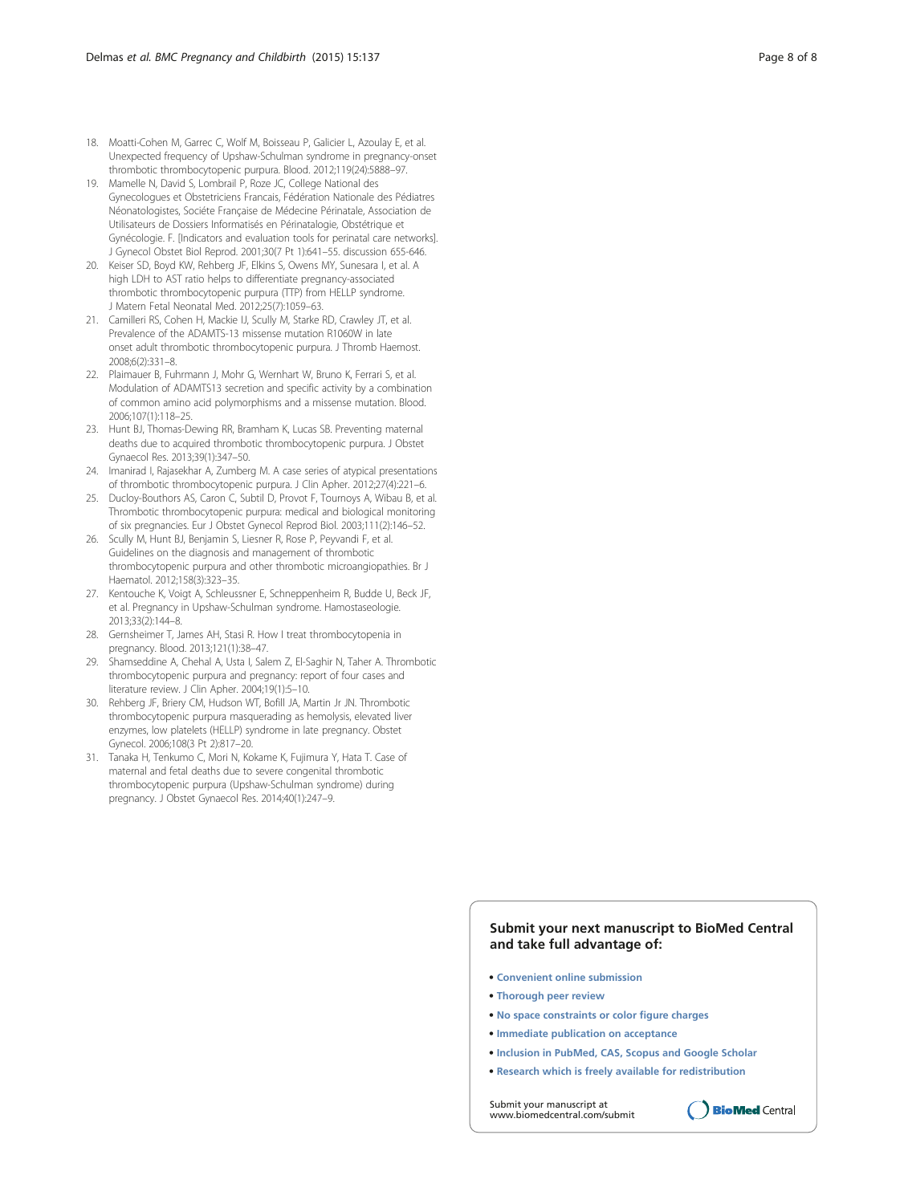18. Moatti-Cohen M, Garrec C, Wolf M, Boisseau P, Galicier L, Azoulay E, et al. Unexpected frequency of Upshaw-Schulman syndrome in pregnancy-onset thrombotic thrombocytopenic purpura. Blood. 2012;119(24):5888–97.
19. Mamelle N, David S, Lombrail P, Roze JC, College National des Gynecologues et Obstetriciens Francais, Fédération Nationale des Pédiatres Néonatologistes, Sociéte Française de Médecine Périnatale, Association de Utilisateurs de Dossiers Informatisés en Périnatalogie, Obstétrique et Gynécologie. F. [Indicators and evaluation tools for perinatal care networks]. J Gynecol Obstet Biol Reprod. 2001;30(7 Pt 1):641–55. discussion 655-646.
20. Keiser SD, Boyd KW, Rehberg JF, Elkins S, Owens MY, Sunesara I, et al. A high LDH to AST ratio helps to differentiate pregnancy-associated thrombotic thrombocytopenic purpura (TTP) from HELLP syndrome. J Matern Fetal Neonatal Med. 2012;25(7):1059–63.
21. Camilleri RS, Cohen H, Mackie IJ, Scully M, Starke RD, Crawley JT, et al. Prevalence of the ADAMTS-13 missense mutation R1060W in late onset adult thrombotic thrombocytopenic purpura. J Thromb Haemost. 2008;6(2):331–8.
22. Plaimauer B, Fuhrmann J, Mohr G, Wernhart W, Bruno K, Ferrari S, et al. Modulation of ADAMTS13 secretion and specific activity by a combination of common amino acid polymorphisms and a missense mutation. Blood. 2006;107(1):118–25.
23. Hunt BJ, Thomas-Dewing RR, Bramham K, Lucas SB. Preventing maternal deaths due to acquired thrombotic thrombocytopenic purpura. J Obstet Gynaecol Res. 2013;39(1):347–50.
24. Imanirad I, Rajasekhar A, Zumberg M. A case series of atypical presentations of thrombotic thrombocytopenic purpura. J Clin Apher. 2012;27(4):221–6.
25. Ducloy-Bouthors AS, Caron C, Subtil D, Provot F, Tournoys A, Wibau B, et al. Thrombotic thrombocytopenic purpura: medical and biological monitoring of six pregnancies. Eur J Obstet Gynecol Reprod Biol. 2003;111(2):146–52.
26. Scully M, Hunt BJ, Benjamin S, Liesner R, Rose P, Peyvandi F, et al. Guidelines on the diagnosis and management of thrombotic thrombocytopenic purpura and other thrombotic microangiopathies. Br J Haematol. 2012;158(3):323–35.
27. Kentouche K, Voigt A, Schleussner E, Schneppenheim R, Budde U, Beck JF, et al. Pregnancy in Upshaw-Schulman syndrome. Hamostaseologie. 2013;33(2):144–8.
28. Gernsheimer T, James AH, Stasi R. How I treat thrombocytopenia in pregnancy. Blood. 2013;121(1):38–47.
29. Shamseddine A, Chehal A, Usta I, Salem Z, El-Saghir N, Taher A. Thrombotic thrombocytopenic purpura and pregnancy: report of four cases and literature review. J Clin Apher. 2004;19(1):5–10.
30. Rehberg JF, Briery CM, Hudson WT, Bofill JA, Martin Jr JN. Thrombotic thrombocytopenic purpura masquerading as hemolysis, elevated liver enzymes, low platelets (HELLP) syndrome in late pregnancy. Obstet Gynecol. 2006;108(3 Pt 2):817–20.
31. Tanaka H, Tenkumo C, Mori N, Kokame K, Fujimura Y, Hata T. Case of maternal and fetal deaths due to severe congenital thrombotic thrombocytopenic purpura (Upshaw-Schulman syndrome) during pregnancy. J Obstet Gynaecol Res. 2014;40(1):247–9.

**Submit your next manuscript to BioMed Central and take full advantage of:**

- **Convenient online submission**
- **Thorough peer review**
- **No space constraints or color figure charges**
- **Immediate publication on acceptance**
- **Inclusion in PubMed, CAS, Scopus and Google Scholar**
- **Research which is freely available for redistribution**

Submit your manuscript at
www.biomedcentral.com/submit

BioMed Central